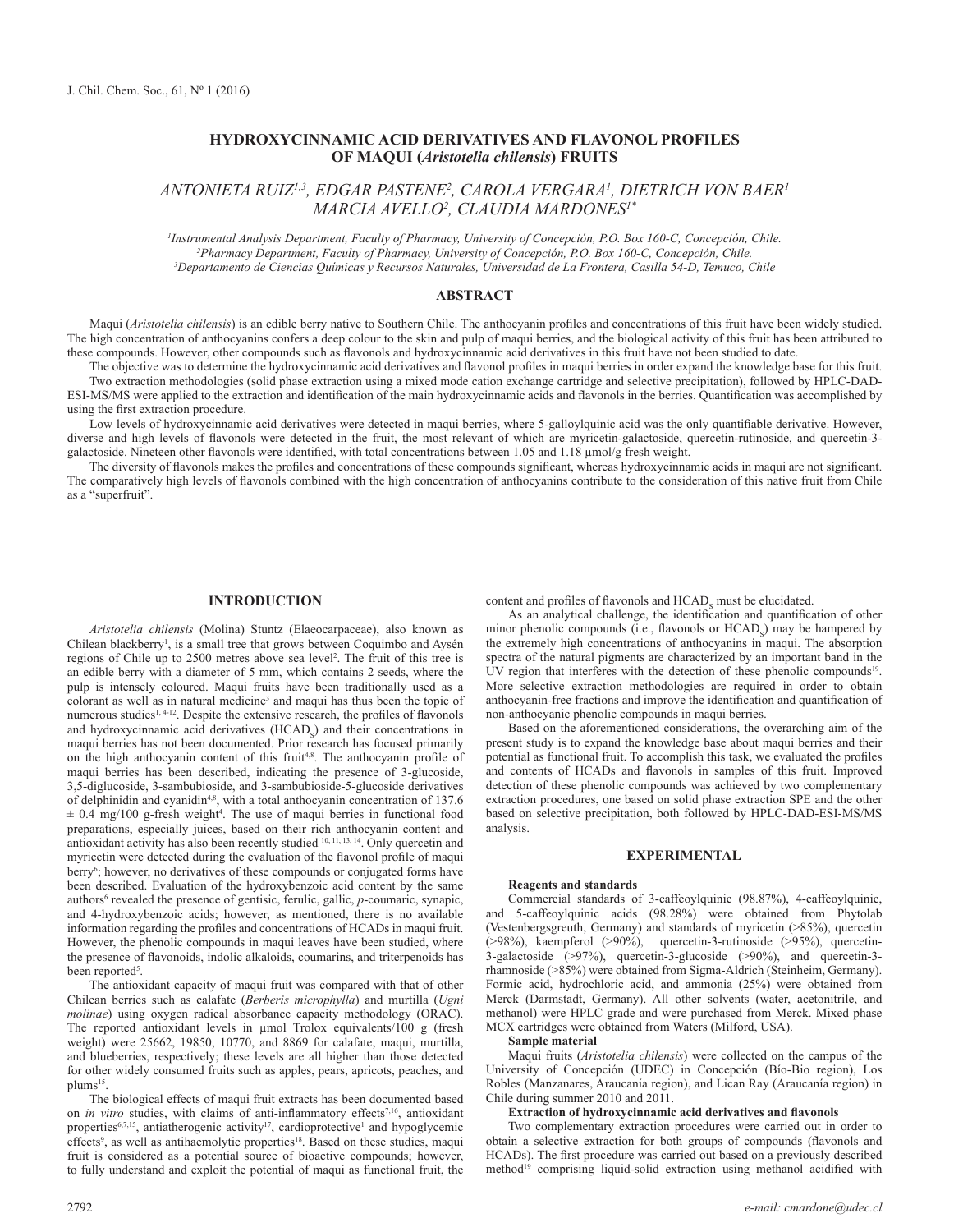# HYDROXYCINNAMIC ACID DERIVATIVES AND FLAVONOL PROFILES OF MAQUI (*Aristotelia chilensis*) FRUITS

*ANTONIETA RUIZ[1,3], EDGAR PASTENE[2], CAROLA VERGARA[1], DIETRICH VON BAER[1] MARCIA AVELLO[2], CLAUDIA MARDONES[1*]*

[1]Instrumental Analysis Department, Faculty of Pharmacy, University of Concepción, P.O. Box 160-C, Concepción, Chile.
[2]Pharmacy Department, Faculty of Pharmacy, University of Concepción, P.O. Box 160-C, Concepción, Chile.
[3]Departamento de Ciencias Químicas y Recursos Naturales, Universidad de La Frontera, Casilla 54-D, Temuco, Chile

## ABSTRACT

Maqui (*Aristotelia chilensis*) is an edible berry native to Southern Chile. The anthocyanin profiles and concentrations of this fruit have been widely studied. The high concentration of anthocyanins confers a deep colour to the skin and pulp of maqui berries, and the biological activity of this fruit has been attributed to these compounds. However, other compounds such as flavonols and hydroxycinnamic acid derivatives in this fruit have not been studied to date.

The objective was to determine the hydroxycinnamic acid derivatives and flavonol profiles in maqui berries in order expand the knowledge base for this fruit.

Two extraction methodologies (solid phase extraction using a mixed mode cation exchange cartridge and selective precipitation), followed by HPLC-DAD-ESI-MS/MS were applied to the extraction and identification of the main hydroxycinnamic acids and flavonols in the berries. Quantification was accomplished by using the first extraction procedure.

Low levels of hydroxycinnamic acid derivatives were detected in maqui berries, where 5-galloylquinic acid was the only quantifiable derivative. However, diverse and high levels of flavonols were detected in the fruit, the most relevant of which are myricetin-galactoside, quercetin-rutinoside, and quercetin-3-galactoside. Nineteen other flavonols were identified, with total concentrations between 1.05 and 1.18 µmol/g fresh weight.

The diversity of flavonols makes the profiles and concentrations of these compounds significant, whereas hydroxycinnamic acids in maqui are not significant. The comparatively high levels of flavonols combined with the high concentration of anthocyanins contribute to the consideration of this native fruit from Chile as a "superfruit".

## INTRODUCTION

*Aristotelia chilensis* (Molina) Stuntz (Elaeocarpaceae), also known as Chilean blackberry[1], is a small tree that grows between Coquimbo and Aysén regions of Chile up to 2500 metres above sea level[2]. The fruit of this tree is an edible berry with a diameter of 5 mm, which contains 2 seeds, where the pulp is intensely coloured. Maqui fruits have been traditionally used as a colorant as well as in natural medicine[3] and maqui has thus been the topic of numerous studies[1, 4-12]. Despite the extensive research, the profiles of flavonols and hydroxycinnamic acid derivatives ($HCAD_S$) and their concentrations in maqui berries has not been documented. Prior research has focused primarily on the high anthocyanin content of this fruit[4,8]. The anthocyanin profile of maqui berries has been described, indicating the presence of 3-glucoside, 3,5-diglucoside, 3-sambubioside, and 3-sambubioside-5-glucoside derivatives of delphinidin and cyanidin[4,8], with a total anthocyanin concentration of 137.6 ± 0.4 mg/100 g-fresh weight[4]. The use of maqui berries in functional food preparations, especially juices, based on their rich anthocyanin content and antioxidant activity has also been recently studied [10, 11, 13, 14]. Only quercetin and myricetin were detected during the evaluation of the flavonol profile of maqui berry[6]; however, no derivatives of these compounds or conjugated forms have been described. Evaluation of the hydroxybenzoic acid content by the same authors[6] revealed the presence of gentisic, ferulic, gallic, *p*-coumaric, synapic, and 4-hydroxybenzoic acids; however, as mentioned, there is no available information regarding the profiles and concentrations of HCADs in maqui fruit. However, the phenolic compounds in maqui leaves have been studied, where the presence of flavonoids, indolic alkaloids, coumarins, and triterpenoids has been reported[5].

The antioxidant capacity of maqui fruit was compared with that of other Chilean berries such as calafate (*Berberis microphylla*) and murtilla (*Ugni molinae*) using oxygen radical absorbance capacity methodology (ORAC). The reported antioxidant levels in µmol Trolox equivalents/100 g (fresh weight) were 25662, 19850, 10770, and 8869 for calafate, maqui, murtilla, and blueberries, respectively; these levels are all higher than those detected for other widely consumed fruits such as apples, pears, apricots, peaches, and plums[15].

The biological effects of maqui fruit extracts has been documented based on *in vitro* studies, with claims of anti-inflammatory effects[7,16], antioxidant properties[6,7,15], antiatherogenic activity[17], cardioprotective[1] and hypoglycemic effects[9], as well as antihaemolytic properties[18]. Based on these studies, maqui fruit is considered as a potential source of bioactive compounds; however, to fully understand and exploit the potential of maqui as functional fruit, the content and profiles of flavonols and $HCAD_S$ must be elucidated.

As an analytical challenge, the identification and quantification of other minor phenolic compounds (i.e., flavonols or $HCAD_S$) may be hampered by the extremely high concentrations of anthocyanins in maqui. The absorption spectra of the natural pigments are characterized by an important band in the UV region that interferes with the detection of these phenolic compounds[19]. More selective extraction methodologies are required in order to obtain anthocyanin-free fractions and improve the identification and quantification of non-anthocyanic phenolic compounds in maqui berries.

Based on the aforementioned considerations, the overarching aim of the present study is to expand the knowledge base about maqui berries and their potential as functional fruit. To accomplish this task, we evaluated the profiles and contents of HCADs and flavonols in samples of this fruit. Improved detection of these phenolic compounds was achieved by two complementary extraction procedures, one based on solid phase extraction SPE and the other based on selective precipitation, both followed by HPLC-DAD-ESI-MS/MS analysis.

## EXPERIMENTAL

### Reagents and standards

Commercial standards of 3-caffeoylquinic (98.87%), 4-caffeoylquinic, and 5-caffeoylquinic acids (98.28%) were obtained from Phytolab (Vestenbergsgreuth, Germany) and standards of myricetin (>85%), quercetin (>98%), kaempferol (>90%), quercetin-3-rutinoside (>95%), quercetin-3-galactoside (>97%), quercetin-3-glucoside (>90%), and quercetin-3-rhamnoside (>85%) were obtained from Sigma-Aldrich (Steinheim, Germany). Formic acid, hydrochloric acid, and ammonia (25%) were obtained from Merck (Darmstadt, Germany). All other solvents (water, acetonitrile, and methanol) were HPLC grade and were purchased from Merck. Mixed phase MCX cartridges were obtained from Waters (Milford, USA).

### Sample material

Maqui fruits (*Aristotelia chilensis*) were collected on the campus of the University of Concepción (UDEC) in Concepción (Bío-Bío region), Los Robles (Manzanares, Araucanía region), and Lican Ray (Araucanía region) in Chile during summer 2010 and 2011.

### Extraction of hydroxycinnamic acid derivatives and flavonols

Two complementary extraction procedures were carried out in order to obtain a selective extraction for both groups of compounds (flavonols and HCADs). The first procedure was carried out based on a previously described method[19] comprising liquid-solid extraction using methanol acidified with

e-mail: cmardone@udec.cl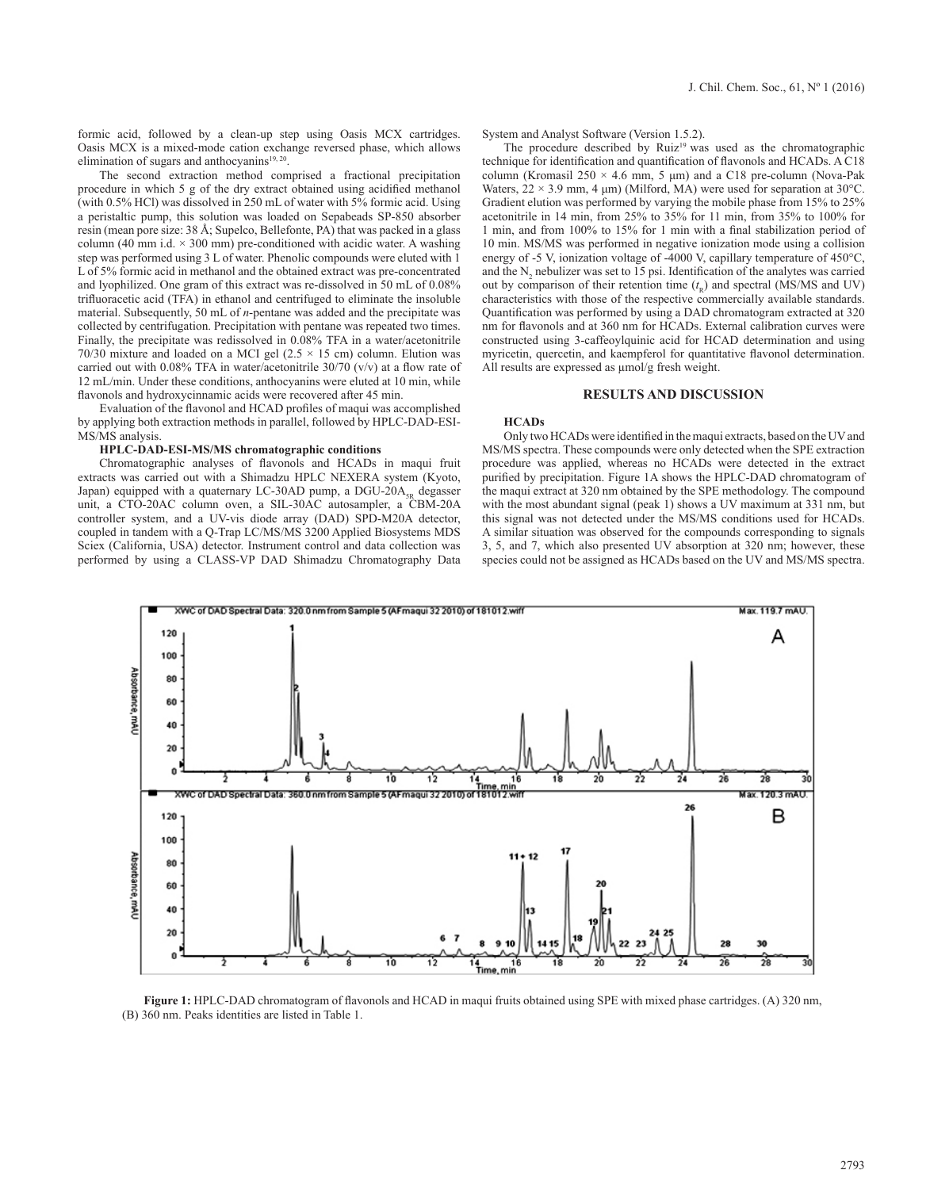formic acid, followed by a clean-up step using Oasis MCX cartridges. Oasis MCX is a mixed-mode cation exchange reversed phase, which allows elimination of sugars and anthocyanins[19, 20].

The second extraction method comprised a fractional precipitation procedure in which 5 g of the dry extract obtained using acidified methanol (with 0.5% HCl) was dissolved in 250 mL of water with 5% formic acid. Using a peristaltic pump, this solution was loaded on Sepabeads SP-850 absorber resin (mean pore size: 38 Å; Supelco, Bellefonte, PA) that was packed in a glass column (40 mm i.d. × 300 mm) pre-conditioned with acidic water. A washing step was performed using 3 L of water. Phenolic compounds were eluted with 1 L of 5% formic acid in methanol and the obtained extract was pre-concentrated and lyophilized. One gram of this extract was re-dissolved in 50 mL of 0.08% trifluoracetic acid (TFA) in ethanol and centrifuged to eliminate the insoluble material. Subsequently, 50 mL of *n*-pentane was added and the precipitate was collected by centrifugation. Precipitation with pentane was repeated two times. Finally, the precipitate was redissolved in 0.08% TFA in a water/acetonitrile 70/30 mixture and loaded on a MCI gel (2.5 × 15 cm) column. Elution was carried out with 0.08% TFA in water/acetonitrile 30/70 (v/v) at a flow rate of 12 mL/min. Under these conditions, anthocyanins were eluted at 10 min, while flavonols and hydroxycinnamic acids were recovered after 45 min.

Evaluation of the flavonol and HCAD profiles of maqui was accomplished by applying both extraction methods in parallel, followed by HPLC-DAD-ESI-MS/MS analysis.

**HPLC-DAD-ESI-MS/MS chromatographic conditions**

Chromatographic analyses of flavonols and HCADs in maqui fruit extracts was carried out with a Shimadzu HPLC NEXERA system (Kyoto, Japan) equipped with a quaternary LC-30AD pump, a DGU-20A$_{5R}$ degasser unit, a CTO-20AC column oven, a SIL-30AC autosampler, a CBM-20A controller system, and a UV-vis diode array (DAD) SPD-M20A detector, coupled in tandem with a Q-Trap LC/MS/MS 3200 Applied Biosystems MDS Sciex (California, USA) detector. Instrument control and data collection was performed by using a CLASS-VP DAD Shimadzu Chromatography Data System and Analyst Software (Version 1.5.2).

The procedure described by Ruiz[19] was used as the chromatographic technique for identification and quantification of flavonols and HCADs. A C18 column (Kromasil 250 × 4.6 mm, 5 μm) and a C18 pre-column (Nova-Pak Waters, 22 × 3.9 mm, 4 μm) (Milford, MA) were used for separation at 30°C. Gradient elution was performed by varying the mobile phase from 15% to 25% acetonitrile in 14 min, from 25% to 35% for 11 min, from 35% to 100% for 1 min, and from 100% to 15% for 1 min with a final stabilization period of 10 min. MS/MS was performed in negative ionization mode using a collision energy of -5 V, ionization voltage of -4000 V, capillary temperature of 450°C, and the $N_2$ nebulizer was set to 15 psi. Identification of the analytes was carried out by comparison of their retention time ($t_R$) and spectral (MS/MS and UV) characteristics with those of the respective commercially available standards. Quantification was performed by using a DAD chromatogram extracted at 320 nm for flavonols and at 360 nm for HCADs. External calibration curves were constructed using 3-caffeoylquinic acid for HCAD determination and using myricetin, quercetin, and kaempferol for quantitative flavonol determination. All results are expressed as μmol/g fresh weight.

## RESULTS AND DISCUSSION

### HCADs

Only two HCADs were identified in the maqui extracts, based on the UV and MS/MS spectra. These compounds were only detected when the SPE extraction procedure was applied, whereas no HCADs were detected in the extract purified by precipitation. Figure 1A shows the HPLC-DAD chromatogram of the maqui extract at 320 nm obtained by the SPE methodology. The compound with the most abundant signal (peak 1) shows a UV maximum at 331 nm, but this signal was not detected under the MS/MS conditions used for HCADs. A similar situation was observed for the compounds corresponding to signals 3, 5, and 7, which also presented UV absorption at 320 nm; however, these species could not be assigned as HCADs based on the UV and MS/MS spectra.

**Figure 1:** HPLC-DAD chromatogram of flavonols and HCAD in maqui fruits obtained using SPE with mixed phase cartridges. (A) 320 nm, (B) 360 nm. Peaks identities are listed in Table 1.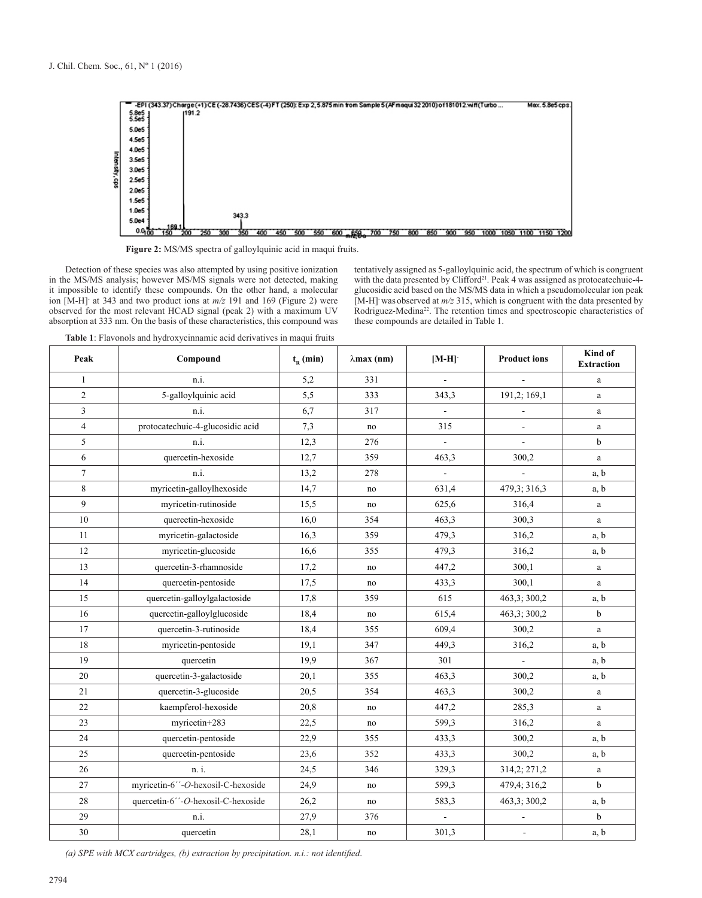Figure 2: MS/MS spectra of galloylquinic acid in maqui fruits.

Detection of these species was also attempted by using positive ionization in the MS/MS analysis; however MS/MS signals were not detected, making it impossible to identify these compounds. On the other hand, a molecular ion $[M-H]^-$ at 343 and two product ions at *m/z* 191 and 169 (Figure 2) were observed for the most relevant HCAD signal (peak 2) with a maximum UV absorption at 333 nm. On the basis of these characteristics, this compound was tentatively assigned as 5-galloylquinic acid, the spectrum of which is congruent with the data presented by Clifford[21]. Peak 4 was assigned as protocatechuic-4-glucosidic acid based on the MS/MS data in which a pseudomolecular ion peak $[M-H]^-$ was observed at *m/z* 315, which is congruent with the data presented by Rodriguez-Medina[22]. The retention times and spectroscopic characteristics of these compounds are detailed in Table 1.

**Table 1**: Flavonols and hydroxycinnamic acid derivatives in maqui fruits

| Peak | Compound | $t_R$ (min) | λmax (nm) | $[M-H]^-$ | Product ions | Kind of Extraction |
|---|---|---|---|---|---|---|
| 1 | n.i. | 5,2 | 331 | - | - | a |
| 2 | 5-galloylquinic acid | 5,5 | 333 | 343,3 | 191,2; 169,1 | a |
| 3 | n.i. | 6,7 | 317 | - | - | a |
| 4 | protocatechuic-4-glucosidic acid | 7,3 | no | 315 | - | a |
| 5 | n.i. | 12,3 | 276 | - | - | b |
| 6 | quercetin-hexoside | 12,7 | 359 | 463,3 | 300,2 | a |
| 7 | n.i. | 13,2 | 278 | - | - | a, b |
| 8 | myricetin-galloylhexoside | 14,7 | no | 631,4 | 479,3; 316,3 | a, b |
| 9 | myricetin-rutinoside | 15,5 | no | 625,6 | 316,4 | a |
| 10 | quercetin-hexoside | 16,0 | 354 | 463,3 | 300,3 | a |
| 11 | myricetin-galactoside | 16,3 | 359 | 479,3 | 316,2 | a, b |
| 12 | myricetin-glucoside | 16,6 | 355 | 479,3 | 316,2 | a, b |
| 13 | quercetin-3-rhamnoside | 17,2 | no | 447,2 | 300,1 | a |
| 14 | quercetin-pentoside | 17,5 | no | 433,3 | 300,1 | a |
| 15 | quercetin-galloylgalactoside | 17,8 | 359 | 615 | 463,3; 300,2 | a, b |
| 16 | quercetin-galloylglucoside | 18,4 | no | 615,4 | 463,3; 300,2 | b |
| 17 | quercetin-3-rutinoside | 18,4 | 355 | 609,4 | 300,2 | a |
| 18 | myricetin-pentoside | 19,1 | 347 | 449,3 | 316,2 | a, b |
| 19 | quercetin | 19,9 | 367 | 301 | - | a, b |
| 20 | quercetin-3-galactoside | 20,1 | 355 | 463,3 | 300,2 | a, b |
| 21 | quercetin-3-glucoside | 20,5 | 354 | 463,3 | 300,2 | a |
| 22 | kaempferol-hexoside | 20,8 | no | 447,2 | 285,3 | a |
| 23 | myricetin+283 | 22,5 | no | 599,3 | 316,2 | a |
| 24 | quercetin-pentoside | 22,9 | 355 | 433,3 | 300,2 | a, b |
| 25 | quercetin-pentoside | 23,6 | 352 | 433,3 | 300,2 | a, b |
| 26 | n. i. | 24,5 | 346 | 329,3 | 314,2; 271,2 | a |
| 27 | myricetin-6´´-*O*-hexosil-C-hexoside | 24,9 | no | 599,3 | 479,4; 316,2 | b |
| 28 | quercetin-6´´-*O*-hexosil-C-hexoside | 26,2 | no | 583,3 | 463,3; 300,2 | a, b |
| 29 | n.i. | 27,9 | 376 | - | - | b |
| 30 | quercetin | 28,1 | no | 301,3 | - | a, b |

*(a) SPE with MCX cartridges, (b) extraction by precipitation. n.i.: not identified.*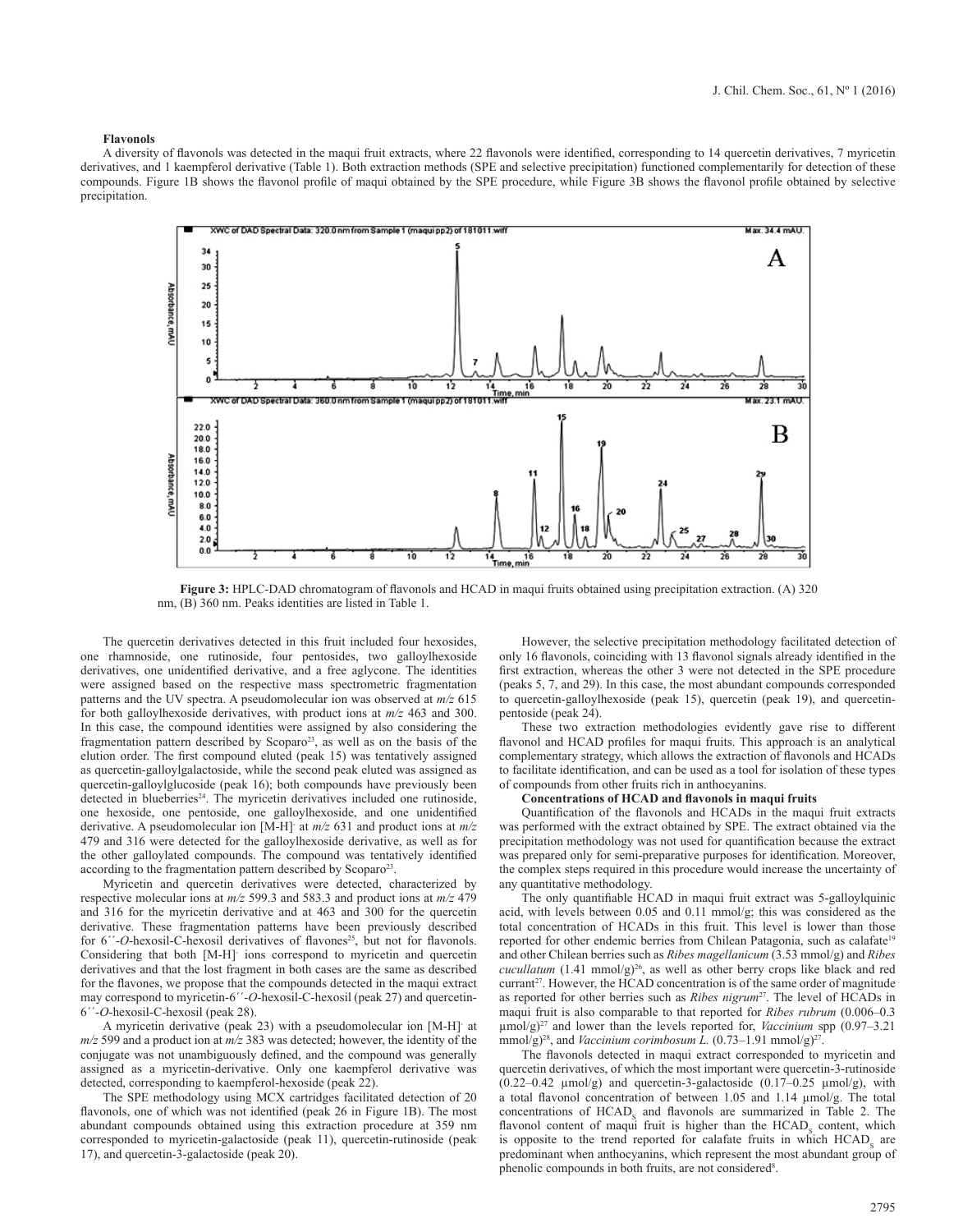**Flavonols**

A diversity of flavonols was detected in the maqui fruit extracts, where 22 flavonols were identified, corresponding to 14 quercetin derivatives, 7 myricetin derivatives, and 1 kaempferol derivative (Table 1). Both extraction methods (SPE and selective precipitation) functioned complementarily for detection of these compounds. Figure 1B shows the flavonol profile of maqui obtained by the SPE procedure, while Figure 3B shows the flavonol profile obtained by selective precipitation.

**Figure 3:** HPLC-DAD chromatogram of flavonols and HCAD in maqui fruits obtained using precipitation extraction. (A) 320 nm, (B) 360 nm. Peaks identities are listed in Table 1.

The quercetin derivatives detected in this fruit included four hexosides, one rhamnoside, one rutinoside, four pentosides, two galloylhexoside derivatives, one unidentified derivative, and a free aglycone. The identities were assigned based on the respective mass spectrometric fragmentation patterns and the UV spectra. A pseudomolecular ion was observed at *m/z* 615 for both galloylhexoside derivatives, with product ions at *m/z* 463 and 300. In this case, the compound identities were assigned by also considering the fragmentation pattern described by Scoparo[23], as well as on the basis of the elution order. The first compound eluted (peak 15) was tentatively assigned as quercetin-galloylgalactoside, while the second peak eluted was assigned as quercetin-galloylglucoside (peak 16); both compounds have previously been detected in blueberries[24]. The myricetin derivatives included one rutinoside, one hexoside, one pentoside, one galloylhexoside, and one unidentified derivative. A pseudomolecular ion $[M-H]^-$ at *m/z* 631 and product ions at *m/z* 479 and 316 were detected for the galloylhexoside derivative, as well as for the other galloylated compounds. The compound was tentatively identified according to the fragmentation pattern described by Scoparo[23].

Myricetin and quercetin derivatives were detected, characterized by respective molecular ions at *m/z* 599.3 and 583.3 and product ions at *m/z* 479 and 316 for the myricetin derivative and at 463 and 300 for the quercetin derivative. These fragmentation patterns have been previously described for 6´´-*O*-hexosil-C-hexosil derivatives of flavones[25], but not for flavonols. Considering that both $[M-H]^-$ ions correspond to myricetin and quercetin derivatives and that the lost fragment in both cases are the same as described for the flavones, we propose that the compounds detected in the maqui extract may correspond to myricetin-6´´-*O*-hexosil-C-hexosil (peak 27) and quercetin-6´´-*O*-hexosil-C-hexosil (peak 28).

A myricetin derivative (peak 23) with a pseudomolecular ion $[M-H]^-$ at *m/z* 599 and a product ion at *m/z* 383 was detected; however, the identity of the conjugate was not unambiguously defined, and the compound was generally assigned as a myricetin-derivative. Only one kaempferol derivative was detected, corresponding to kaempferol-hexoside (peak 22).

The SPE methodology using MCX cartridges facilitated detection of 20 flavonols, one of which was not identified (peak 26 in Figure 1B). The most abundant compounds obtained using this extraction procedure at 359 nm corresponded to myricetin-galactoside (peak 11), quercetin-rutinoside (peak 17), and quercetin-3-galactoside (peak 20).

However, the selective precipitation methodology facilitated detection of only 16 flavonols, coinciding with 13 flavonol signals already identified in the first extraction, whereas the other 3 were not detected in the SPE procedure (peaks 5, 7, and 29). In this case, the most abundant compounds corresponded to quercetin-galloylhexoside (peak 15), quercetin (peak 19), and quercetin-pentoside (peak 24).

These two extraction methodologies evidently gave rise to different flavonol and HCAD profiles for maqui fruits. This approach is an analytical complementary strategy, which allows the extraction of flavonols and HCADs to facilitate identification, and can be used as a tool for isolation of these types of compounds from other fruits rich in anthocyanins.

**Concentrations of HCAD and flavonols in maqui fruits**

Quantification of the flavonols and HCADs in the maqui fruit extracts was performed with the extract obtained by SPE. The extract obtained via the precipitation methodology was not used for quantification because the extract was prepared only for semi-preparative purposes for identification. Moreover, the complex steps required in this procedure would increase the uncertainty of any quantitative methodology.

The only quantifiable HCAD in maqui fruit extract was 5-galloylquinic acid, with levels between 0.05 and 0.11 mmol/g; this was considered as the total concentration of HCADs in this fruit. This level is lower than those reported for other endemic berries from Chilean Patagonia, such as calafate[19] and other Chilean berries such as *Ribes magellanicum* (3.53 mmol/g) and *Ribes cucullatum* (1.41 mmol/g)[26], as well as other berry crops like black and red currant[27]. However, the HCAD concentration is of the same order of magnitude as reported for other berries such as *Ribes nigrum*[27]. The level of HCADs in maqui fruit is also comparable to that reported for *Ribes rubrum* (0.006–0.3 µmol/g)[27] and lower than the levels reported for, *Vaccinium* spp (0.97–3.21 mmol/g)[28], and *Vaccinium corimbosum L.* (0.73–1.91 mmol/g)[27].

The flavonols detected in maqui extract corresponded to myricetin and quercetin derivatives, of which the most important were quercetin-3-rutinoside (0.22–0.42 µmol/g) and quercetin-3-galactoside (0.17–0.25 µmol/g), with a total flavonol concentration of between 1.05 and 1.14 µmol/g. The total concentrations of $HCAD_s$ and flavonols are summarized in Table 2. The flavonol content of maqui fruit is higher than the $HCAD_s$ content, which is opposite to the trend reported for calafate fruits in which $HCAD_s$ are predominant when anthocyanins, which represent the most abundant group of phenolic compounds in both fruits, are not considered[8].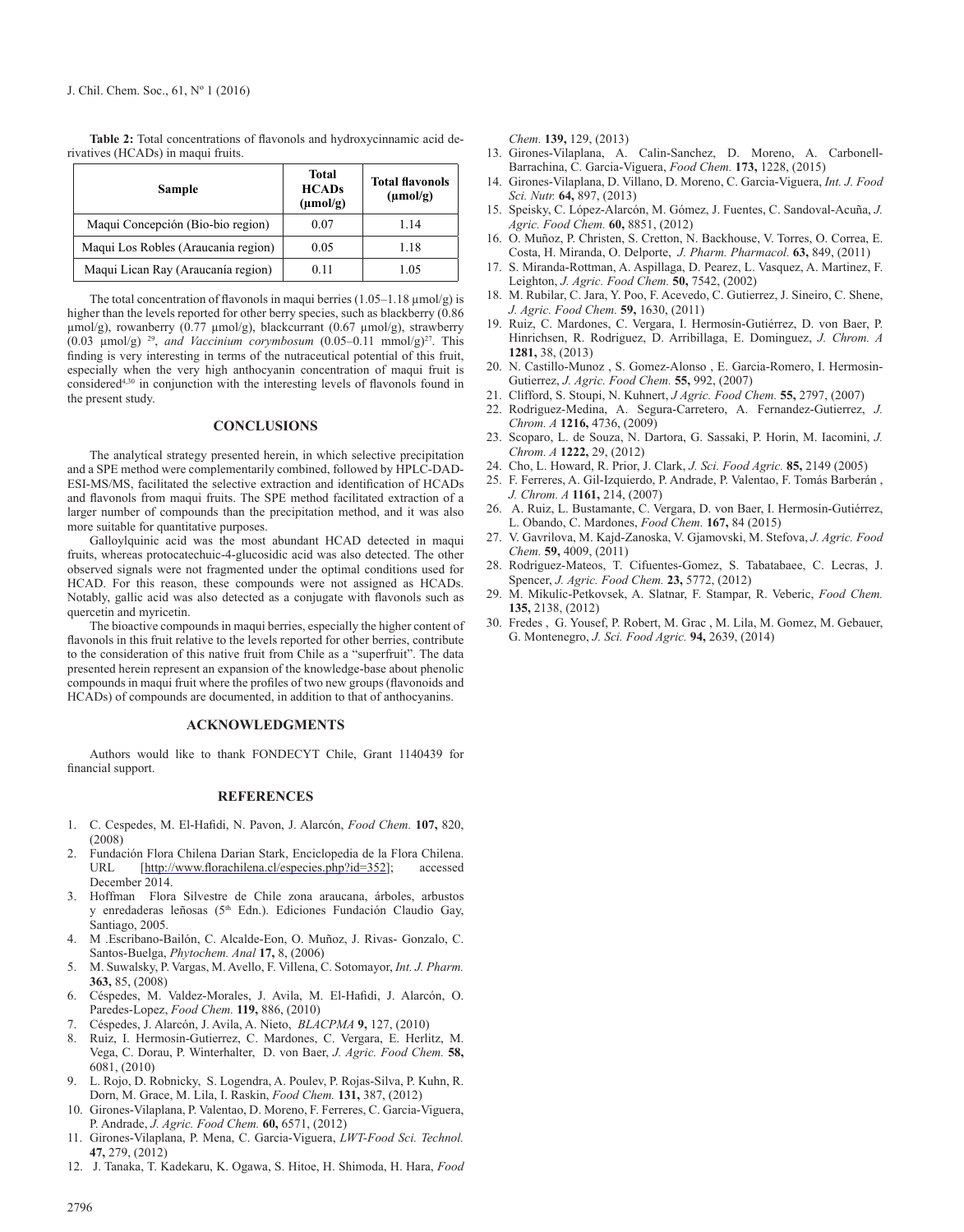**Table 2:** Total concentrations of flavonols and hydroxycinnamic acid derivatives (HCADs) in maqui fruits.

| Sample | Total HCADs (µmol/g) | Total flavonols (µmol/g) |
|---|---|---|
| Maqui Concepción (Bio-bio region) | 0.07 | 1.14 |
| Maqui Los Robles (Araucania region) | 0.05 | 1.18 |
| Maqui Lican Ray (Araucanía region) | 0.11 | 1.05 |

The total concentration of flavonols in maqui berries (1.05–1.18 µmol/g) is higher than the levels reported for other berry species, such as blackberry (0.86 µmol/g), rowanberry (0.77 µmol/g), blackcurrant (0.67 µmol/g), strawberry (0.03 µmol/g) [29], *and Vaccinium corymbosum* (0.05–0.11 mmol/g)[27]. This finding is very interesting in terms of the nutraceutical potential of this fruit, especially when the very high anthocyanin concentration of maqui fruit is considered[4,30] in conjunction with the interesting levels of flavonols found in the present study.

## CONCLUSIONS

The analytical strategy presented herein, in which selective precipitation and a SPE method were complementarily combined, followed by HPLC-DAD-ESI-MS/MS, facilitated the selective extraction and identification of HCADs and flavonols from maqui fruits. The SPE method facilitated extraction of a larger number of compounds than the precipitation method, and it was also more suitable for quantitative purposes.

Galloylquinic acid was the most abundant HCAD detected in maqui fruits, whereas protocatechuic-4-glucosidic acid was also detected. The other observed signals were not fragmented under the optimal conditions used for HCAD. For this reason, these compounds were not assigned as HCADs. Notably, gallic acid was also detected as a conjugate with flavonols such as quercetin and myricetin.

The bioactive compounds in maqui berries, especially the higher content of flavonols in this fruit relative to the levels reported for other berries, contribute to the consideration of this native fruit from Chile as a "superfruit". The data presented herein represent an expansion of the knowledge-base about phenolic compounds in maqui fruit where the profiles of two new groups (flavonoids and HCADs) of compounds are documented, in addition to that of anthocyanins.

## ACKNOWLEDGMENTS

Authors would like to thank FONDECYT Chile, Grant 1140439 for financial support.

## REFERENCES

1. C. Cespedes, M. El-Hafidi, N. Pavon, J. Alarcón, *Food Chem.* **107,** 820, (2008)
2. Fundación Flora Chilena Darian Stark, Enciclopedia de la Flora Chilena. URL [http://www.florachilena.cl/especies.php?id=352]; accessed December 2014.
3. Hoffman Flora Silvestre de Chile zona araucana, árboles, arbustos y enredaderas leñosas (5th Edn.). Ediciones Fundación Claudio Gay, Santiago, 2005.
4. M .Escribano-Bailón, C. Alcalde-Eon, O. Muñoz, J. Rivas- Gonzalo, C. Santos-Buelga, *Phytochem. Anal* **17,** 8, (2006)
5. M. Suwalsky, P. Vargas, M. Avello, F. Villena, C. Sotomayor, *Int. J. Pharm.* **363,** 85, (2008)
6. Céspedes, M. Valdez-Morales, J. Avila, M. El-Hafidi, J. Alarcón, O. Paredes-Lopez, *Food Chem.* **119,** 886, (2010)
7. Céspedes, J. Alarcón, J. Avila, A. Nieto, *BLACPMA* **9,** 127, (2010)
8. Ruiz, I. Hermosin-Gutierrez, C. Mardones, C. Vergara, E. Herlitz, M. Vega, C. Dorau, P. Winterhalter, D. von Baer, *J. Agric. Food Chem.* **58,** 6081, (2010)
9. L. Rojo, D. Robnicky, S. Logendra, A. Poulev, P. Rojas-Silva, P. Kuhn, R. Dorn, M. Grace, M. Lila, I. Raskin, *Food Chem.* **131,** 387, (2012)
10. Girones-Vilaplana, P. Valentao, D. Moreno, F. Ferreres, C. Garcia-Viguera, P. Andrade, *J. Agric. Food Chem.* **60,** 6571, (2012)
11. Girones-Vilaplana, P. Mena, C. Garcia-Viguera, *LWT-Food Sci. Technol.* **47,** 279, (2012)
12. J. Tanaka, T. Kadekaru, K. Ogawa, S. Hitoe, H. Shimoda, H. Hara, *Food Chem.* **139,** 129, (2013)
13. Girones-Vilaplana, A. Calin-Sanchez, D. Moreno, A. Carbonell-Barrachina, C. Garcia-Viguera, *Food Chem.* **173,** 1228, (2015)
14. Girones-Vilaplana, D. Villano, D. Moreno, C. Garcia-Viguera, *Int. J. Food Sci. Nutr.* **64,** 897, (2013)
15. Speisky, C. López-Alarcón, M. Gómez, J. Fuentes, C. Sandoval-Acuña, *J. Agric. Food Chem.* **60,** 8851, (2012)
16. O. Muñoz, P. Christen, S. Cretton, N. Backhouse, V. Torres, O. Correa, E. Costa, H. Miranda, O. Delporte, *J. Pharm. Pharmacol.* **63,** 849, (2011)
17. S. Miranda-Rottman, A. Aspillaga, D. Pearez, L. Vasquez, A. Martinez, F. Leighton, *J. Agric. Food Chem.* **50,** 7542, (2002)
18. M. Rubilar, C. Jara, Y. Poo, F. Acevedo, C. Gutierrez, J. Sineiro, C. Shene, *J. Agric. Food Chem.* **59,** 1630, (2011)
19. Ruiz, C. Mardones, C. Vergara, I. Hermosín-Gutiérrez, D. von Baer, P. Hinrichsen, R. Rodriguez, D. Arribillaga, E. Dominguez, *J. Chrom. A* **1281,** 38, (2013)
20. N. Castillo-Munoz , S. Gomez-Alonso , E. Garcia-Romero, I. Hermosin-Gutierrez, *J. Agric. Food Chem.* **55,** 992, (2007)
21. Clifford, S. Stoupi, N. Kuhnert, *J Agric. Food Chem.* **55,** 2797, (2007)
22. Rodriguez-Medina, A. Segura-Carretero, A. Fernandez-Gutierrez, *J. Chrom. A* **1216,** 4736, (2009)
23. Scoparo, L. de Souza, N. Dartora, G. Sassaki, P. Horin, M. Iacomini, *J. Chrom. A* **1222,** 29, (2012)
24. Cho, L. Howard, R. Prior, J. Clark, *J. Sci. Food Agric.* **85,** 2149 (2005)
25. F. Ferreres, A. Gil-Izquierdo, P. Andrade, P. Valentao, F. Tomás Barberán , *J. Chrom. A* **1161,** 214, (2007)
26. A. Ruiz, L. Bustamante, C. Vergara, D. von Baer, I. Hermosín-Gutiérrez, L. Obando, C. Mardones, *Food Chem.* **167,** 84 (2015)
27. V. Gavrilova, M. Kajd-Zanoska, V. Gjamovski, M. Stefova, *J. Agric. Food Chem.* **59,** 4009, (2011)
28. Rodriguez-Mateos, T. Cifuentes-Gomez, S. Tabatabaee, C. Lecras, J. Spencer, *J. Agric. Food Chem.* **23,** 5772, (2012)
29. M. Mikulic-Petkovsek, A. Slatnar, F. Stampar, R. Veberic, *Food Chem.* **135,** 2138, (2012)
30. Fredes , G. Yousef, P. Robert, M. Grac , M. Lila, M. Gomez, M. Gebauer, G. Montenegro, *J. Sci. Food Agric.* **94,** 2639, (2014)